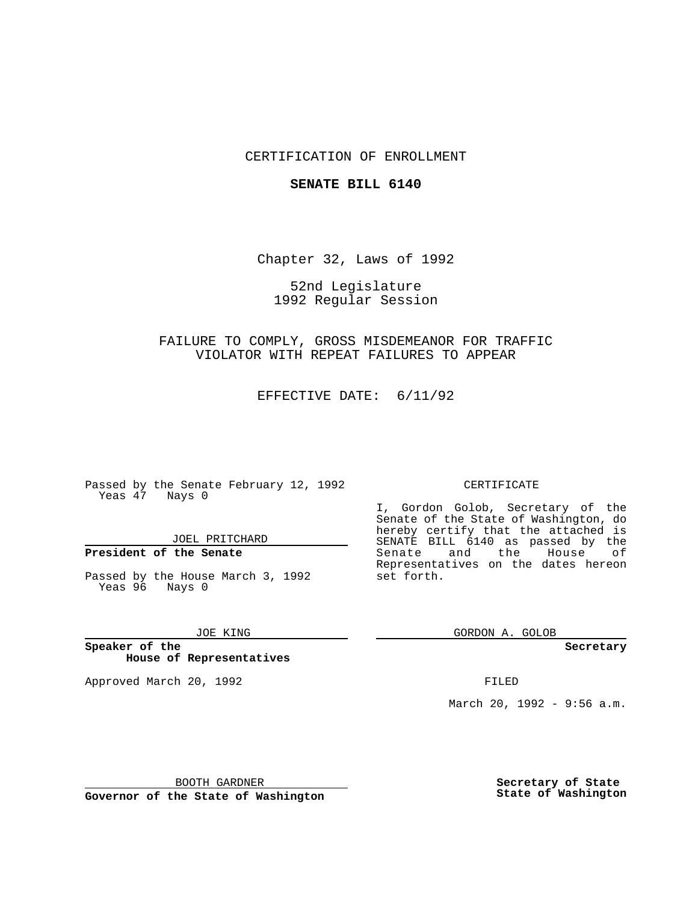CERTIFICATION OF ENROLLMENT

**SENATE BILL 6140**

Chapter 32, Laws of 1992

52nd Legislature
1992 Regular Session

FAILURE TO COMPLY, GROSS MISDEMEANOR FOR TRAFFIC VIOLATOR WITH REPEAT FAILURES TO APPEAR

EFFECTIVE DATE: 6/11/92

Passed by the Senate February 12, 1992
Yeas 47 Nays 0

JOEL PRITCHARD
**President of the Senate**

Passed by the House March 3, 1992
Yeas 96 Nays 0

JOE KING
**Speaker of the House of Representatives**

Approved March 20, 1992

BOOTH GARDNER
**Governor of the State of Washington**

CERTIFICATE

I, Gordon Golob, Secretary of the Senate of the State of Washington, do hereby certify that the attached is SENATE BILL 6140 as passed by the Senate and the House of Representatives on the dates hereon set forth.

GORDON A. GOLOB
**Secretary**

FILED

March 20, 1992 - 9:56 a.m.

**Secretary of State**
**State of Washington**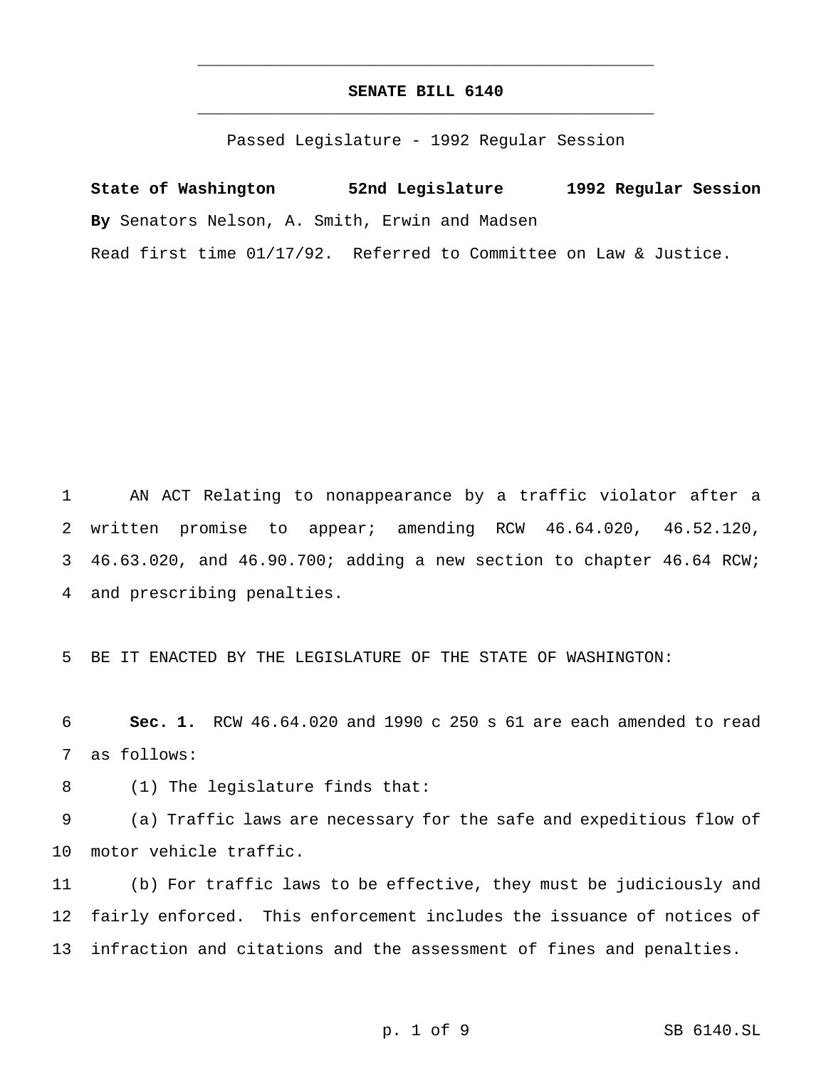# SENATE BILL 6140

Passed Legislature - 1992 Regular Session

**State of Washington 52nd Legislature 1992 Regular Session**

**By** Senators Nelson, A. Smith, Erwin and Madsen

Read first time 01/17/92. Referred to Committee on Law & Justice.

AN ACT Relating to nonappearance by a traffic violator after a written promise to appear; amending RCW 46.64.020, 46.52.120, 46.63.020, and 46.90.700; adding a new section to chapter 46.64 RCW; and prescribing penalties.

BE IT ENACTED BY THE LEGISLATURE OF THE STATE OF WASHINGTON:

**Sec. 1.** RCW 46.64.020 and 1990 c 250 s 61 are each amended to read as follows:

(1) The legislature finds that:

(a) Traffic laws are necessary for the safe and expeditious flow of motor vehicle traffic.

(b) For traffic laws to be effective, they must be judiciously and fairly enforced. This enforcement includes the issuance of notices of infraction and citations and the assessment of fines and penalties.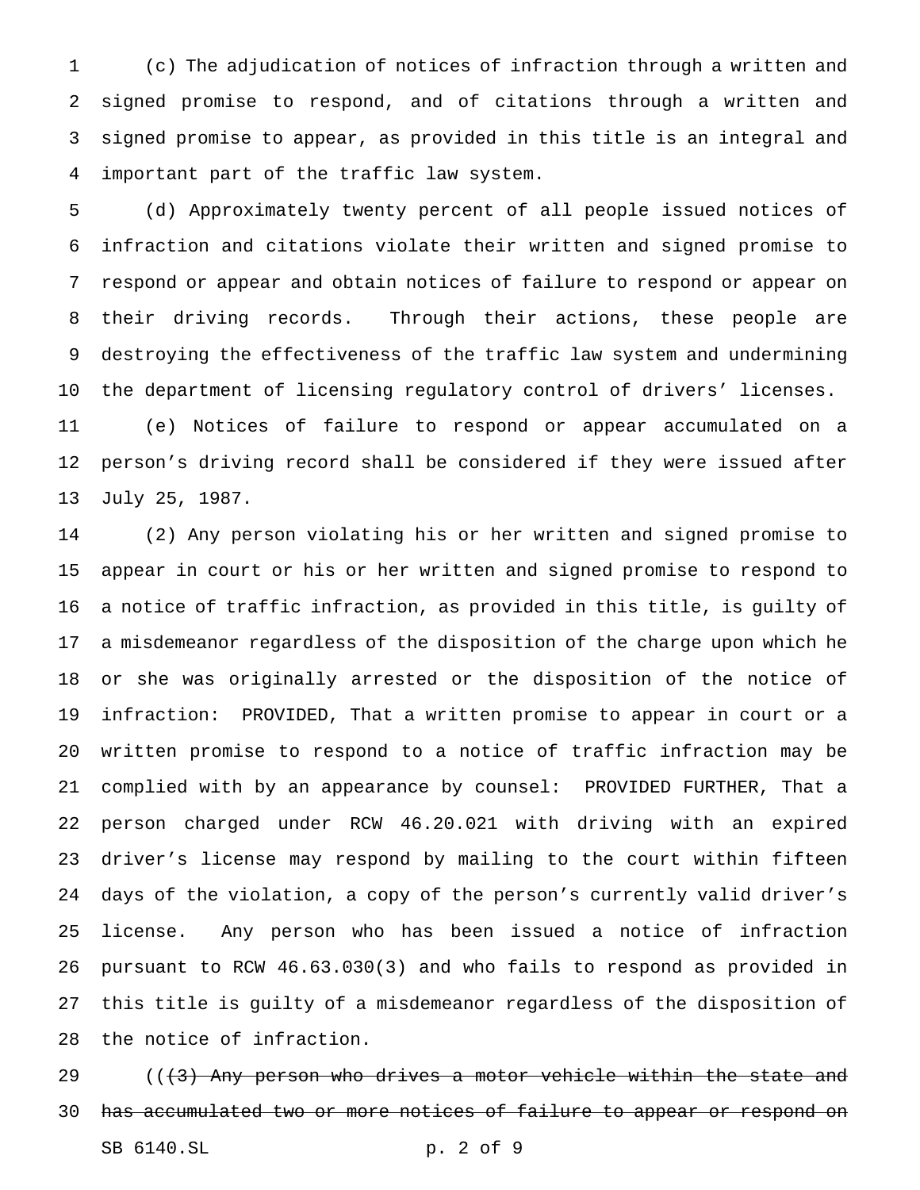(c) The adjudication of notices of infraction through a written and signed promise to respond, and of citations through a written and signed promise to appear, as provided in this title is an integral and important part of the traffic law system.

(d) Approximately twenty percent of all people issued notices of infraction and citations violate their written and signed promise to respond or appear and obtain notices of failure to respond or appear on their driving records. Through their actions, these people are destroying the effectiveness of the traffic law system and undermining the department of licensing regulatory control of drivers' licenses.

(e) Notices of failure to respond or appear accumulated on a person's driving record shall be considered if they were issued after July 25, 1987.

(2) Any person violating his or her written and signed promise to appear in court or his or her written and signed promise to respond to a notice of traffic infraction, as provided in this title, is guilty of a misdemeanor regardless of the disposition of the charge upon which he or she was originally arrested or the disposition of the notice of infraction: PROVIDED, That a written promise to appear in court or a written promise to respond to a notice of traffic infraction may be complied with by an appearance by counsel: PROVIDED FURTHER, That a person charged under RCW 46.20.021 with driving with an expired driver's license may respond by mailing to the court within fifteen days of the violation, a copy of the person's currently valid driver's license. Any person who has been issued a notice of infraction pursuant to RCW 46.63.030(3) and who fails to respond as provided in this title is guilty of a misdemeanor regardless of the disposition of the notice of infraction.

((~~(3) Any person who drives a motor vehicle within the state and has accumulated two or more notices of failure to appear or respond on~~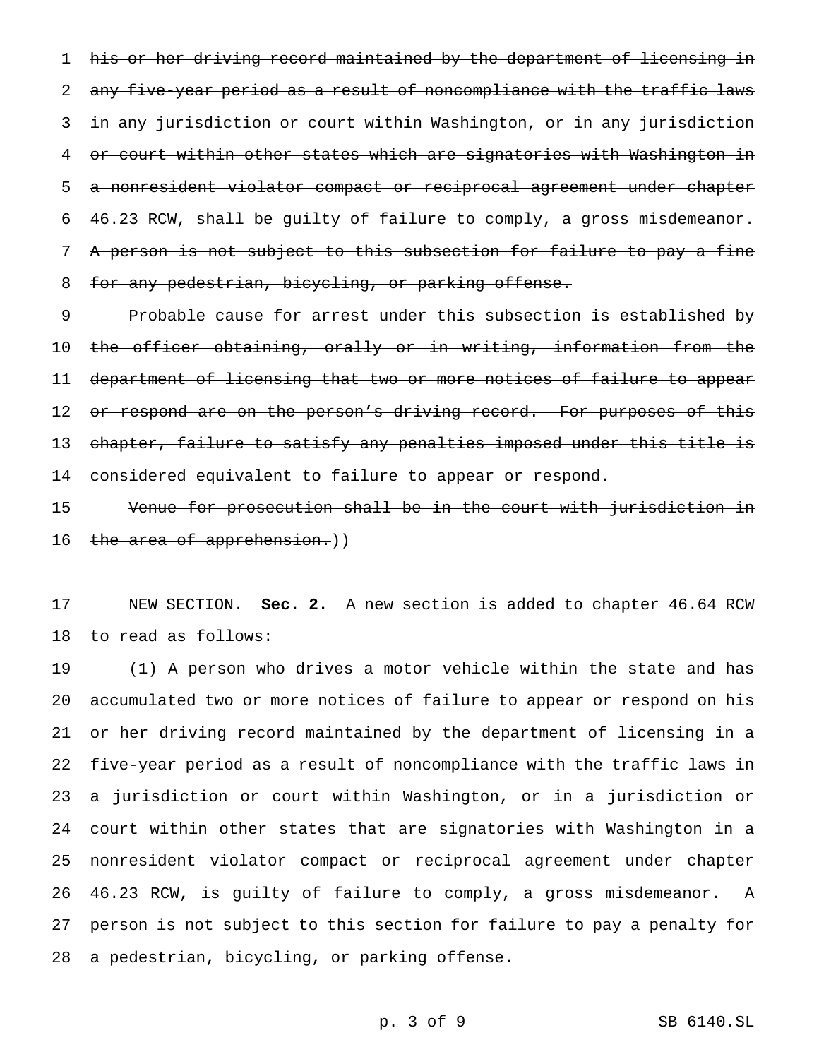~~his or her driving record maintained by the department of licensing in any five-year period as a result of noncompliance with the traffic laws in any jurisdiction or court within Washington, or in any jurisdiction or court within other states which are signatories with Washington in a nonresident violator compact or reciprocal agreement under chapter 46.23 RCW, shall be guilty of failure to comply, a gross misdemeanor. A person is not subject to this subsection for failure to pay a fine for any pedestrian, bicycling, or parking offense.~~

~~Probable cause for arrest under this subsection is established by the officer obtaining, orally or in writing, information from the department of licensing that two or more notices of failure to appear or respond are on the person's driving record. For purposes of this chapter, failure to satisfy any penalties imposed under this title is considered equivalent to failure to appear or respond.~~

~~Venue for prosecution shall be in the court with jurisdiction in the area of apprehension.~~))

NEW SECTION. **Sec. 2.** A new section is added to chapter 46.64 RCW to read as follows:

(1) A person who drives a motor vehicle within the state and has accumulated two or more notices of failure to appear or respond on his or her driving record maintained by the department of licensing in a five-year period as a result of noncompliance with the traffic laws in a jurisdiction or court within Washington, or in a jurisdiction or court within other states that are signatories with Washington in a nonresident violator compact or reciprocal agreement under chapter 46.23 RCW, is guilty of failure to comply, a gross misdemeanor. A person is not subject to this section for failure to pay a penalty for a pedestrian, bicycling, or parking offense.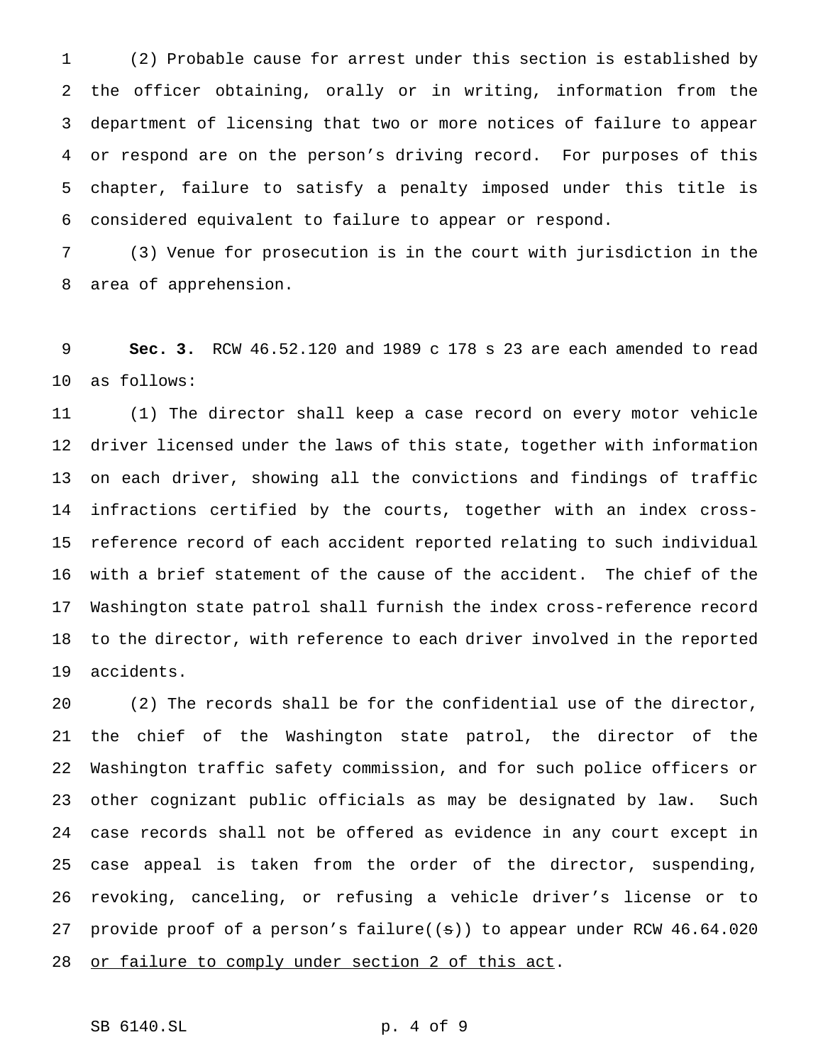(2) Probable cause for arrest under this section is established by the officer obtaining, orally or in writing, information from the department of licensing that two or more notices of failure to appear or respond are on the person's driving record. For purposes of this chapter, failure to satisfy a penalty imposed under this title is considered equivalent to failure to appear or respond.

(3) Venue for prosecution is in the court with jurisdiction in the area of apprehension.

**Sec. 3.** RCW 46.52.120 and 1989 c 178 s 23 are each amended to read as follows:

(1) The director shall keep a case record on every motor vehicle driver licensed under the laws of this state, together with information on each driver, showing all the convictions and findings of traffic infractions certified by the courts, together with an index cross-reference record of each accident reported relating to such individual with a brief statement of the cause of the accident. The chief of the Washington state patrol shall furnish the index cross-reference record to the director, with reference to each driver involved in the reported accidents.

(2) The records shall be for the confidential use of the director, the chief of the Washington state patrol, the director of the Washington traffic safety commission, and for such police officers or other cognizant public officials as may be designated by law. Such case records shall not be offered as evidence in any court except in case appeal is taken from the order of the director, suspending, revoking, canceling, or refusing a vehicle driver's license or to provide proof of a person's failure((~~s~~)) to appear under RCW 46.64.020 <u>or failure to comply under section 2 of this act</u>.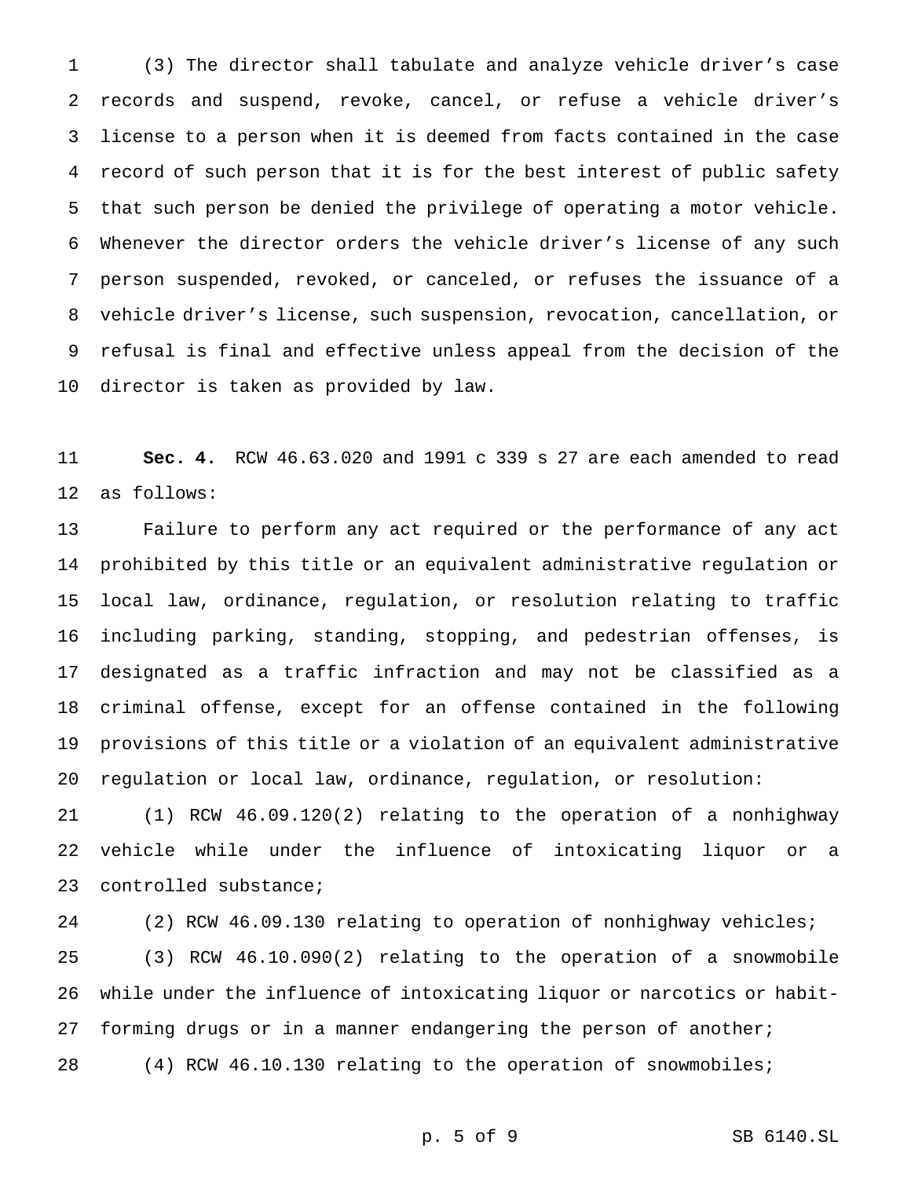(3) The director shall tabulate and analyze vehicle driver's case records and suspend, revoke, cancel, or refuse a vehicle driver's license to a person when it is deemed from facts contained in the case record of such person that it is for the best interest of public safety that such person be denied the privilege of operating a motor vehicle. Whenever the director orders the vehicle driver's license of any such person suspended, revoked, or canceled, or refuses the issuance of a vehicle driver's license, such suspension, revocation, cancellation, or refusal is final and effective unless appeal from the decision of the director is taken as provided by law.

**Sec. 4.** RCW 46.63.020 and 1991 c 339 s 27 are each amended to read as follows:

Failure to perform any act required or the performance of any act prohibited by this title or an equivalent administrative regulation or local law, ordinance, regulation, or resolution relating to traffic including parking, standing, stopping, and pedestrian offenses, is designated as a traffic infraction and may not be classified as a criminal offense, except for an offense contained in the following provisions of this title or a violation of an equivalent administrative regulation or local law, ordinance, regulation, or resolution:

(1) RCW 46.09.120(2) relating to the operation of a nonhighway vehicle while under the influence of intoxicating liquor or a controlled substance;

(2) RCW 46.09.130 relating to operation of nonhighway vehicles;

(3) RCW 46.10.090(2) relating to the operation of a snowmobile while under the influence of intoxicating liquor or narcotics or habit-forming drugs or in a manner endangering the person of another;

(4) RCW 46.10.130 relating to the operation of snowmobiles;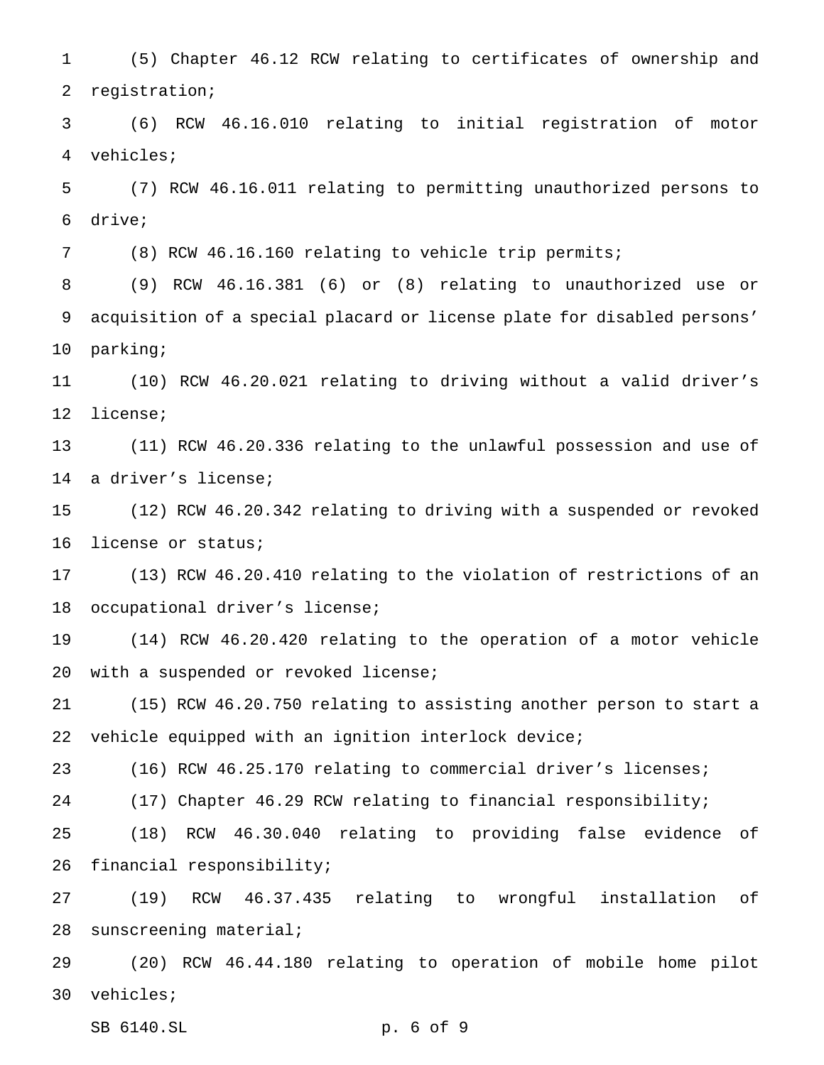(5) Chapter 46.12 RCW relating to certificates of ownership and registration;

(6) RCW 46.16.010 relating to initial registration of motor vehicles;

(7) RCW 46.16.011 relating to permitting unauthorized persons to drive;

(8) RCW 46.16.160 relating to vehicle trip permits;

(9) RCW 46.16.381 (6) or (8) relating to unauthorized use or acquisition of a special placard or license plate for disabled persons' parking;

(10) RCW 46.20.021 relating to driving without a valid driver's license;

(11) RCW 46.20.336 relating to the unlawful possession and use of a driver's license;

(12) RCW 46.20.342 relating to driving with a suspended or revoked license or status;

(13) RCW 46.20.410 relating to the violation of restrictions of an occupational driver's license;

(14) RCW 46.20.420 relating to the operation of a motor vehicle with a suspended or revoked license;

(15) RCW 46.20.750 relating to assisting another person to start a vehicle equipped with an ignition interlock device;

(16) RCW 46.25.170 relating to commercial driver's licenses;

(17) Chapter 46.29 RCW relating to financial responsibility;

(18) RCW 46.30.040 relating to providing false evidence of financial responsibility;

(19) RCW 46.37.435 relating to wrongful installation of sunscreening material;

(20) RCW 46.44.180 relating to operation of mobile home pilot vehicles;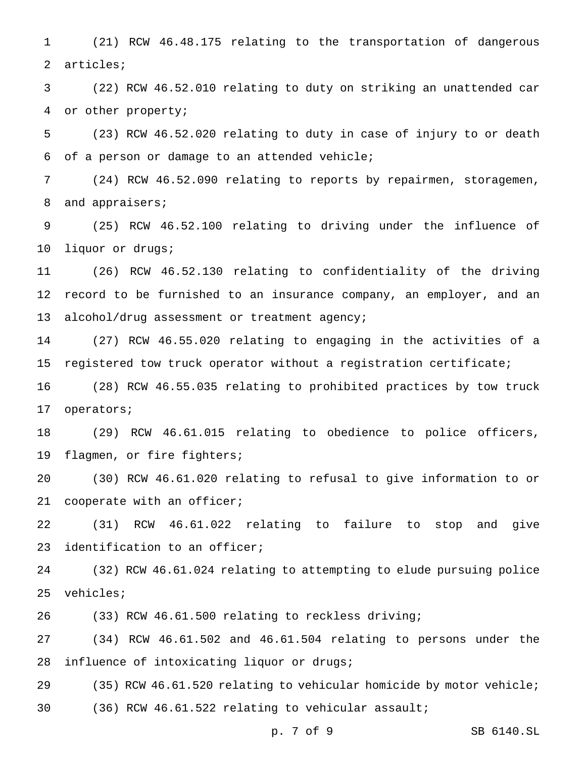(21) RCW 46.48.175 relating to the transportation of dangerous articles;

(22) RCW 46.52.010 relating to duty on striking an unattended car or other property;

(23) RCW 46.52.020 relating to duty in case of injury to or death of a person or damage to an attended vehicle;

(24) RCW 46.52.090 relating to reports by repairmen, storagemen, and appraisers;

(25) RCW 46.52.100 relating to driving under the influence of liquor or drugs;

(26) RCW 46.52.130 relating to confidentiality of the driving record to be furnished to an insurance company, an employer, and an alcohol/drug assessment or treatment agency;

(27) RCW 46.55.020 relating to engaging in the activities of a registered tow truck operator without a registration certificate;

(28) RCW 46.55.035 relating to prohibited practices by tow truck operators;

(29) RCW 46.61.015 relating to obedience to police officers, flagmen, or fire fighters;

(30) RCW 46.61.020 relating to refusal to give information to or cooperate with an officer;

(31) RCW 46.61.022 relating to failure to stop and give identification to an officer;

(32) RCW 46.61.024 relating to attempting to elude pursuing police vehicles;

(33) RCW 46.61.500 relating to reckless driving;

(34) RCW 46.61.502 and 46.61.504 relating to persons under the influence of intoxicating liquor or drugs;

(35) RCW 46.61.520 relating to vehicular homicide by motor vehicle;

(36) RCW 46.61.522 relating to vehicular assault;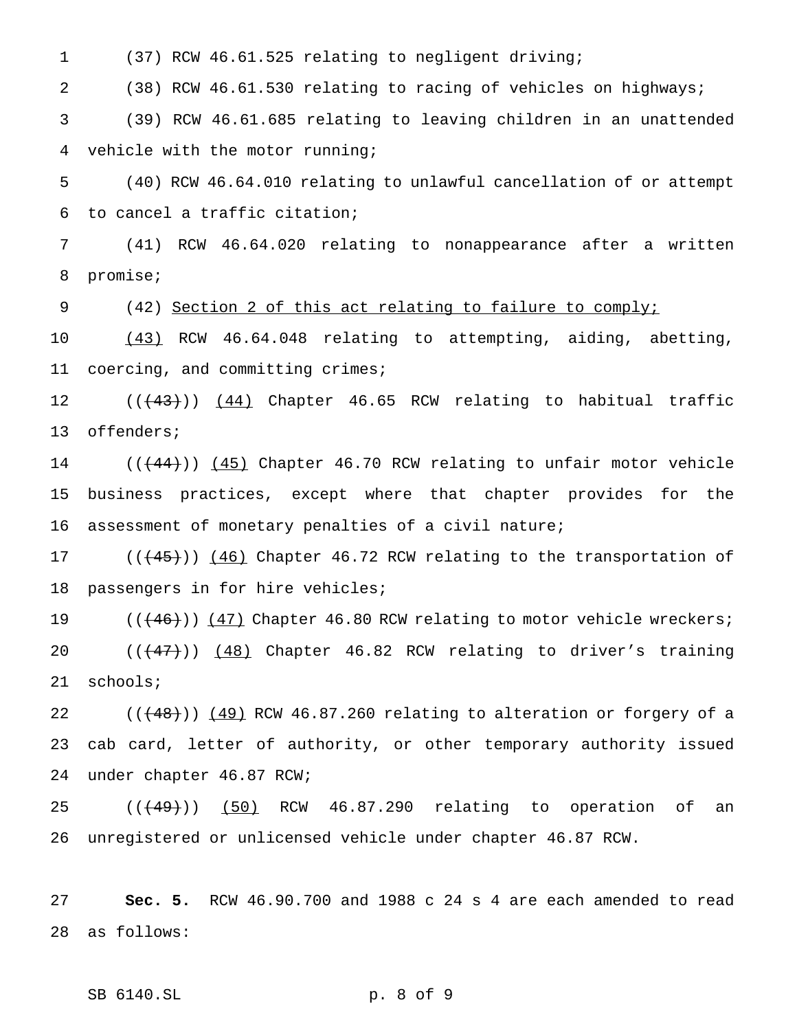(37) RCW 46.61.525 relating to negligent driving;

(38) RCW 46.61.530 relating to racing of vehicles on highways;

(39) RCW 46.61.685 relating to leaving children in an unattended vehicle with the motor running;

(40) RCW 46.64.010 relating to unlawful cancellation of or attempt to cancel a traffic citation;

(41) RCW 46.64.020 relating to nonappearance after a written promise;

(42) Section 2 of this act relating to failure to comply;

(43) RCW 46.64.048 relating to attempting, aiding, abetting, coercing, and committing crimes;

(((43))) (44) Chapter 46.65 RCW relating to habitual traffic offenders;

(((44))) (45) Chapter 46.70 RCW relating to unfair motor vehicle business practices, except where that chapter provides for the assessment of monetary penalties of a civil nature;

(((45))) (46) Chapter 46.72 RCW relating to the transportation of passengers in for hire vehicles;

(((46))) (47) Chapter 46.80 RCW relating to motor vehicle wreckers;

(((47))) (48) Chapter 46.82 RCW relating to driver's training schools;

(((48))) (49) RCW 46.87.260 relating to alteration or forgery of a cab card, letter of authority, or other temporary authority issued under chapter 46.87 RCW;

(((49))) (50) RCW 46.87.290 relating to operation of an unregistered or unlicensed vehicle under chapter 46.87 RCW.

**Sec. 5.** RCW 46.90.700 and 1988 c 24 s 4 are each amended to read as follows: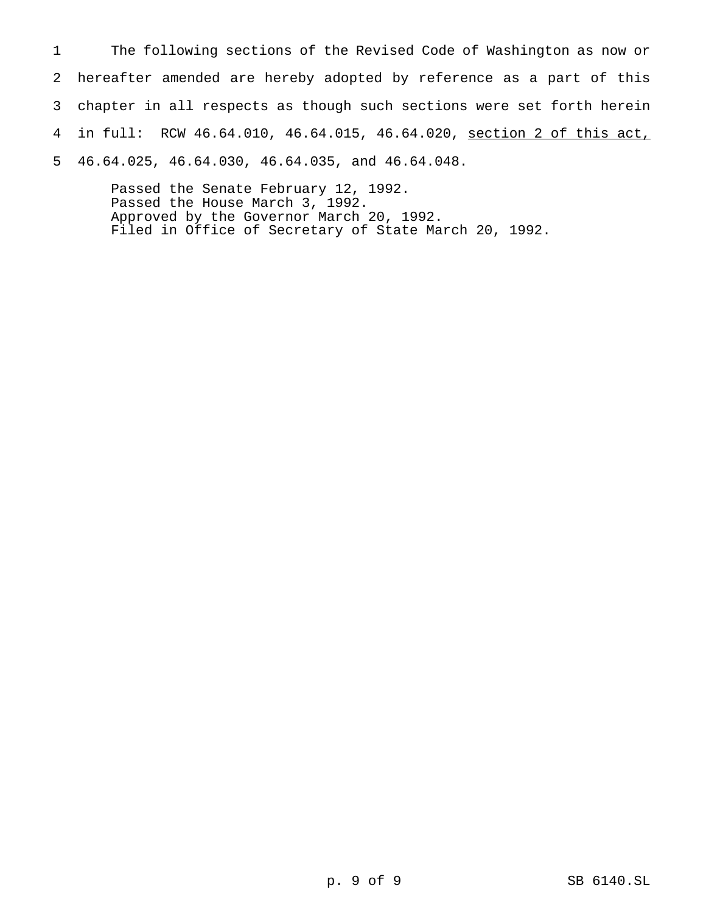The following sections of the Revised Code of Washington as now or hereafter amended are hereby adopted by reference as a part of this chapter in all respects as though such sections were set forth herein in full: RCW 46.64.010, 46.64.015, 46.64.020, <u>section 2 of this act,</u> 46.64.025, 46.64.030, 46.64.035, and 46.64.048.

Passed the Senate February 12, 1992.
Passed the House March 3, 1992.
Approved by the Governor March 20, 1992.
Filed in Office of Secretary of State March 20, 1992.